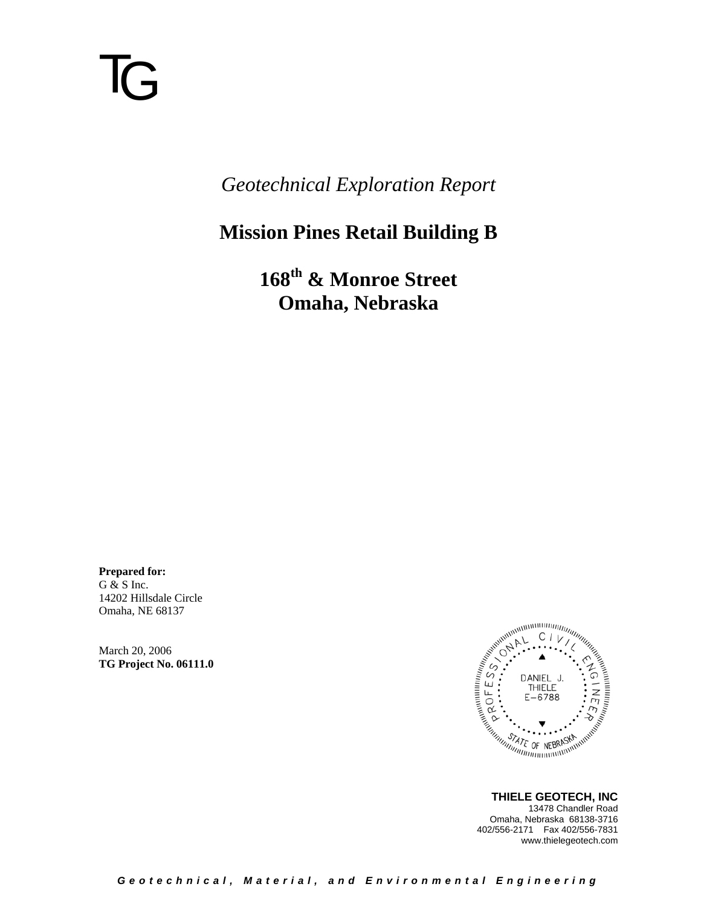TG

*Geotechnical Exploration Report*

# Mission Pines Retail Building B

## 168th & Monroe Street
## Omaha, Nebraska

**Prepared for:**
G & S Inc.
14202 Hillsdale Circle
Omaha, NE 68137

March 20, 2006
**TG Project No. 06111.0**

PROFESSIONAL CIVIL ENGINEER
DANIEL J. THIELE
E-6788
STATE OF NEBRASKA

**THIELE GEOTECH, INC**
13478 Chandler Road
Omaha, Nebraska 68138-3716
402/556-2171 Fax 402/556-7831
www.thielegeotech.com

*Geotechnical, Material, and Environmental Engineering*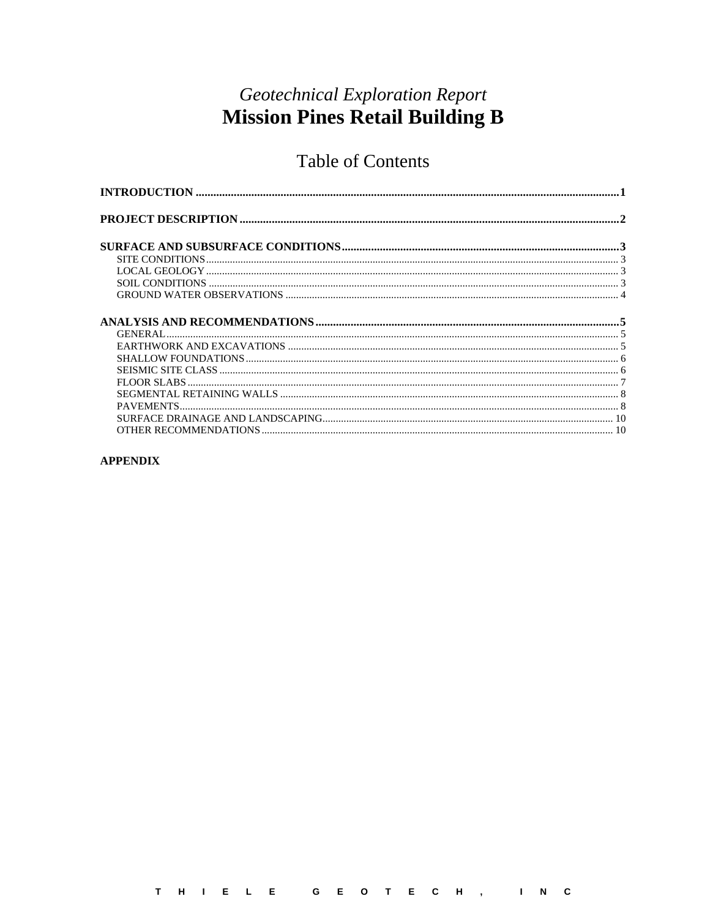*Geotechnical Exploration Report*

# Mission Pines Retail Building B

## Table of Contents

**INTRODUCTION** .......... **1**

**PROJECT DESCRIPTION** .......... **2**

**SURFACE AND SUBSURFACE CONDITIONS** .......... **3**

- SITE CONDITIONS .......... 3
- LOCAL GEOLOGY .......... 3
- SOIL CONDITIONS .......... 3
- GROUND WATER OBSERVATIONS .......... 4

**ANALYSIS AND RECOMMENDATIONS** .......... **5**

- GENERAL .......... 5
- EARTHWORK AND EXCAVATIONS .......... 5
- SHALLOW FOUNDATIONS .......... 6
- SEISMIC SITE CLASS .......... 6
- FLOOR SLABS .......... 7
- SEGMENTAL RETAINING WALLS .......... 8
- PAVEMENTS .......... 8
- SURFACE DRAINAGE AND LANDSCAPING .......... 10
- OTHER RECOMMENDATIONS .......... 10

**APPENDIX**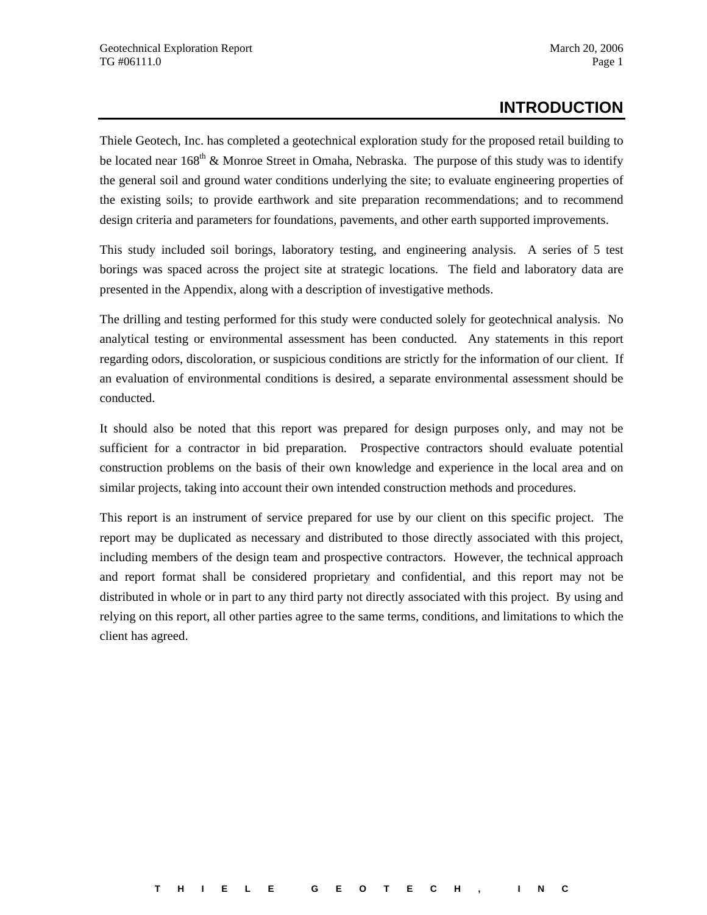# INTRODUCTION

Thiele Geotech, Inc. has completed a geotechnical exploration study for the proposed retail building to be located near 168th & Monroe Street in Omaha, Nebraska. The purpose of this study was to identify the general soil and ground water conditions underlying the site; to evaluate engineering properties of the existing soils; to provide earthwork and site preparation recommendations; and to recommend design criteria and parameters for foundations, pavements, and other earth supported improvements.

This study included soil borings, laboratory testing, and engineering analysis. A series of 5 test borings was spaced across the project site at strategic locations. The field and laboratory data are presented in the Appendix, along with a description of investigative methods.

The drilling and testing performed for this study were conducted solely for geotechnical analysis. No analytical testing or environmental assessment has been conducted. Any statements in this report regarding odors, discoloration, or suspicious conditions are strictly for the information of our client. If an evaluation of environmental conditions is desired, a separate environmental assessment should be conducted.

It should also be noted that this report was prepared for design purposes only, and may not be sufficient for a contractor in bid preparation. Prospective contractors should evaluate potential construction problems on the basis of their own knowledge and experience in the local area and on similar projects, taking into account their own intended construction methods and procedures.

This report is an instrument of service prepared for use by our client on this specific project. The report may be duplicated as necessary and distributed to those directly associated with this project, including members of the design team and prospective contractors. However, the technical approach and report format shall be considered proprietary and confidential, and this report may not be distributed in whole or in part to any third party not directly associated with this project. By using and relying on this report, all other parties agree to the same terms, conditions, and limitations to which the client has agreed.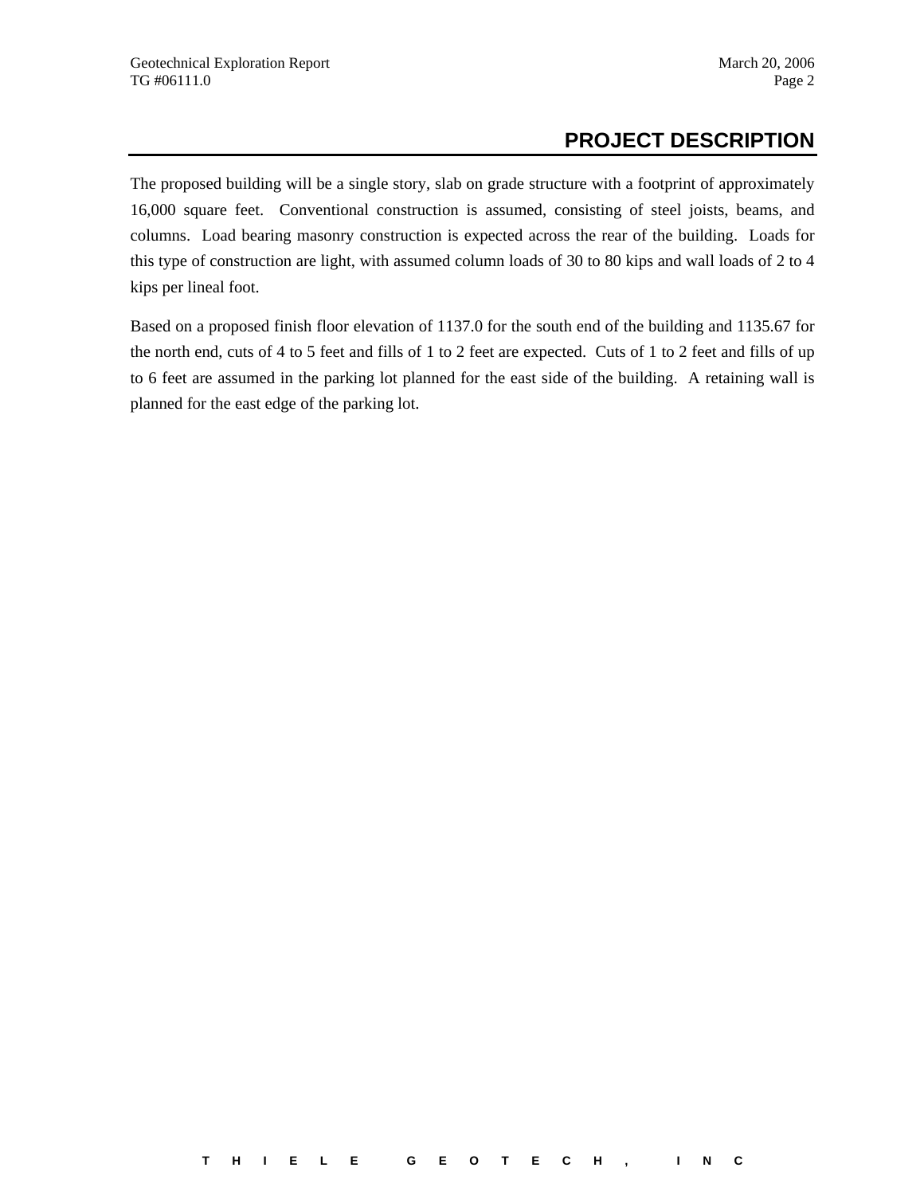## PROJECT DESCRIPTION

The proposed building will be a single story, slab on grade structure with a footprint of approximately 16,000 square feet. Conventional construction is assumed, consisting of steel joists, beams, and columns. Load bearing masonry construction is expected across the rear of the building. Loads for this type of construction are light, with assumed column loads of 30 to 80 kips and wall loads of 2 to 4 kips per lineal foot.

Based on a proposed finish floor elevation of 1137.0 for the south end of the building and 1135.67 for the north end, cuts of 4 to 5 feet and fills of 1 to 2 feet are expected. Cuts of 1 to 2 feet and fills of up to 6 feet are assumed in the parking lot planned for the east side of the building. A retaining wall is planned for the east edge of the parking lot.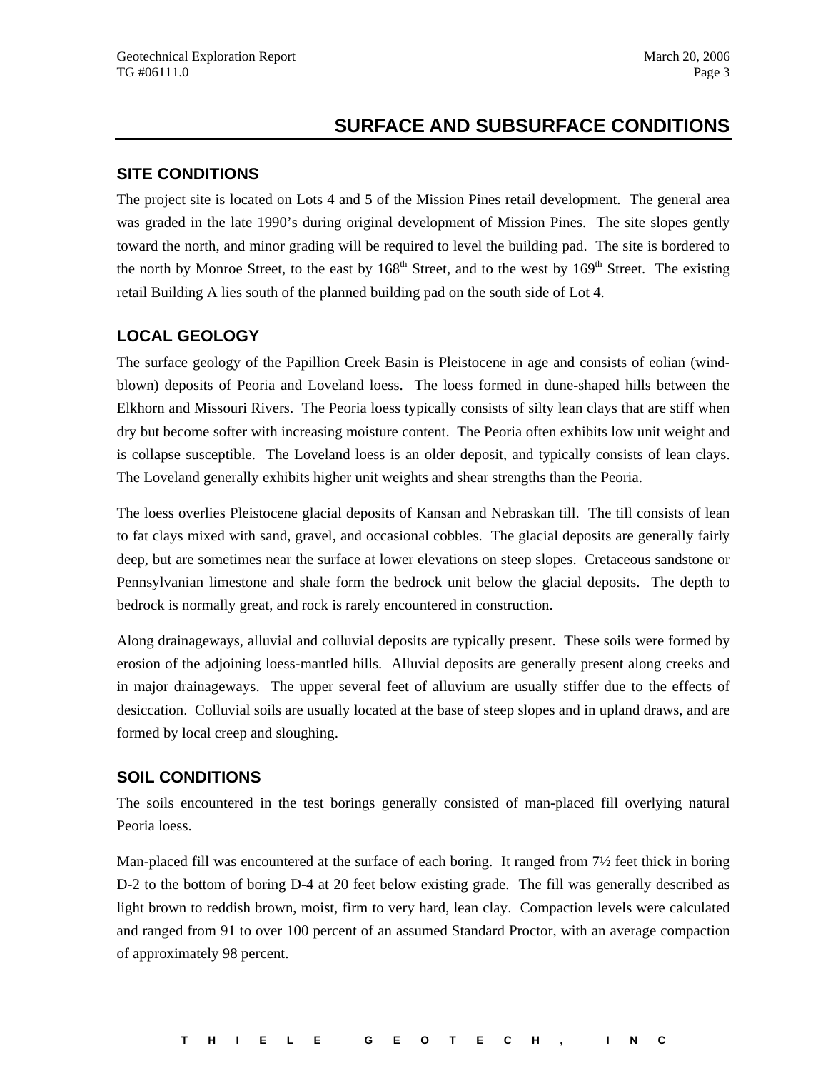# SURFACE AND SUBSURFACE CONDITIONS

## SITE CONDITIONS

The project site is located on Lots 4 and 5 of the Mission Pines retail development. The general area was graded in the late 1990's during original development of Mission Pines. The site slopes gently toward the north, and minor grading will be required to level the building pad. The site is bordered to the north by Monroe Street, to the east by 168th Street, and to the west by 169th Street. The existing retail Building A lies south of the planned building pad on the south side of Lot 4.

## LOCAL GEOLOGY

The surface geology of the Papillion Creek Basin is Pleistocene in age and consists of eolian (wind-blown) deposits of Peoria and Loveland loess. The loess formed in dune-shaped hills between the Elkhorn and Missouri Rivers. The Peoria loess typically consists of silty lean clays that are stiff when dry but become softer with increasing moisture content. The Peoria often exhibits low unit weight and is collapse susceptible. The Loveland loess is an older deposit, and typically consists of lean clays. The Loveland generally exhibits higher unit weights and shear strengths than the Peoria.

The loess overlies Pleistocene glacial deposits of Kansan and Nebraskan till. The till consists of lean to fat clays mixed with sand, gravel, and occasional cobbles. The glacial deposits are generally fairly deep, but are sometimes near the surface at lower elevations on steep slopes. Cretaceous sandstone or Pennsylvanian limestone and shale form the bedrock unit below the glacial deposits. The depth to bedrock is normally great, and rock is rarely encountered in construction.

Along drainageways, alluvial and colluvial deposits are typically present. These soils were formed by erosion of the adjoining loess-mantled hills. Alluvial deposits are generally present along creeks and in major drainageways. The upper several feet of alluvium are usually stiffer due to the effects of desiccation. Colluvial soils are usually located at the base of steep slopes and in upland draws, and are formed by local creep and sloughing.

## SOIL CONDITIONS

The soils encountered in the test borings generally consisted of man-placed fill overlying natural Peoria loess.

Man-placed fill was encountered at the surface of each boring. It ranged from 7½ feet thick in boring D-2 to the bottom of boring D-4 at 20 feet below existing grade. The fill was generally described as light brown to reddish brown, moist, firm to very hard, lean clay. Compaction levels were calculated and ranged from 91 to over 100 percent of an assumed Standard Proctor, with an average compaction of approximately 98 percent.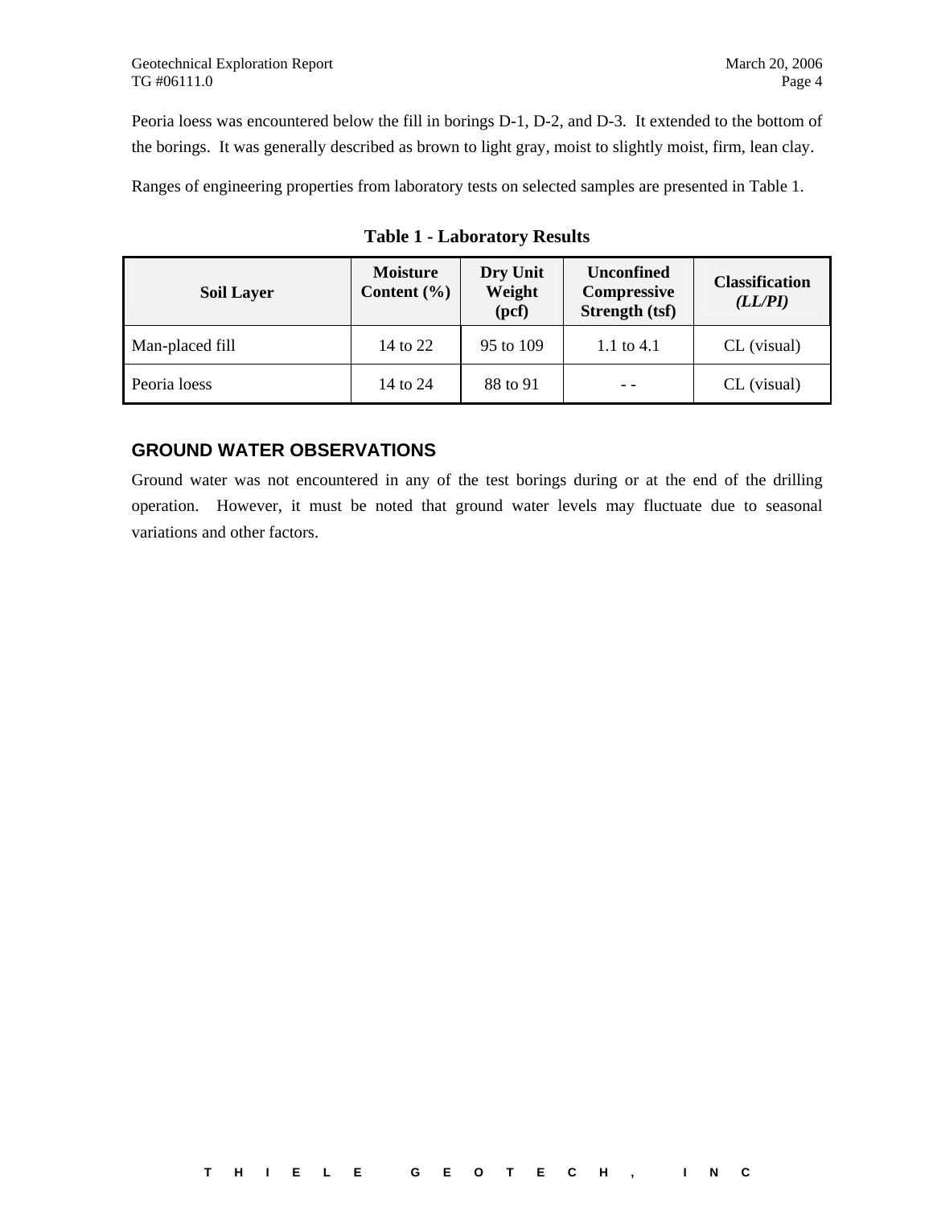Peoria loess was encountered below the fill in borings D-1, D-2, and D-3. It extended to the bottom of the borings. It was generally described as brown to light gray, moist to slightly moist, firm, lean clay.

Ranges of engineering properties from laboratory tests on selected samples are presented in Table 1.

**Table 1 - Laboratory Results**

| Soil Layer | Moisture Content (%) | Dry Unit Weight (pcf) | Unconfined Compressive Strength (tsf) | Classification *(LL/PI)* |
|---|---|---|---|---|
| Man-placed fill | 14 to 22 | 95 to 109 | 1.1 to 4.1 | CL (visual) |
| Peoria loess | 14 to 24 | 88 to 91 | - - | CL (visual) |

## GROUND WATER OBSERVATIONS

Ground water was not encountered in any of the test borings during or at the end of the drilling operation. However, it must be noted that ground water levels may fluctuate due to seasonal variations and other factors.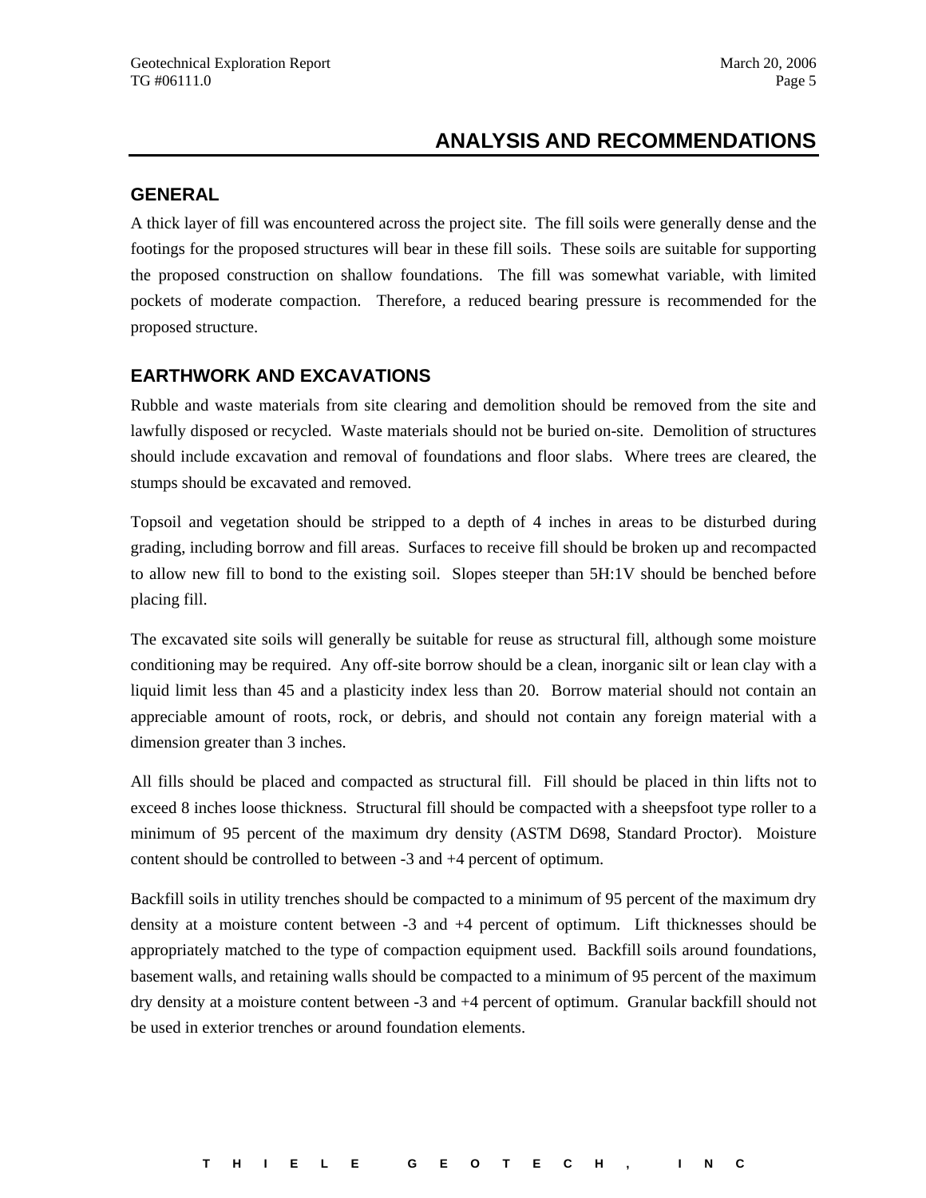# ANALYSIS AND RECOMMENDATIONS

## GENERAL

A thick layer of fill was encountered across the project site. The fill soils were generally dense and the footings for the proposed structures will bear in these fill soils. These soils are suitable for supporting the proposed construction on shallow foundations. The fill was somewhat variable, with limited pockets of moderate compaction. Therefore, a reduced bearing pressure is recommended for the proposed structure.

## EARTHWORK AND EXCAVATIONS

Rubble and waste materials from site clearing and demolition should be removed from the site and lawfully disposed or recycled. Waste materials should not be buried on-site. Demolition of structures should include excavation and removal of foundations and floor slabs. Where trees are cleared, the stumps should be excavated and removed.

Topsoil and vegetation should be stripped to a depth of 4 inches in areas to be disturbed during grading, including borrow and fill areas. Surfaces to receive fill should be broken up and recompacted to allow new fill to bond to the existing soil. Slopes steeper than 5H:1V should be benched before placing fill.

The excavated site soils will generally be suitable for reuse as structural fill, although some moisture conditioning may be required. Any off-site borrow should be a clean, inorganic silt or lean clay with a liquid limit less than 45 and a plasticity index less than 20. Borrow material should not contain an appreciable amount of roots, rock, or debris, and should not contain any foreign material with a dimension greater than 3 inches.

All fills should be placed and compacted as structural fill. Fill should be placed in thin lifts not to exceed 8 inches loose thickness. Structural fill should be compacted with a sheepsfoot type roller to a minimum of 95 percent of the maximum dry density (ASTM D698, Standard Proctor). Moisture content should be controlled to between -3 and +4 percent of optimum.

Backfill soils in utility trenches should be compacted to a minimum of 95 percent of the maximum dry density at a moisture content between -3 and +4 percent of optimum. Lift thicknesses should be appropriately matched to the type of compaction equipment used. Backfill soils around foundations, basement walls, and retaining walls should be compacted to a minimum of 95 percent of the maximum dry density at a moisture content between -3 and +4 percent of optimum. Granular backfill should not be used in exterior trenches or around foundation elements.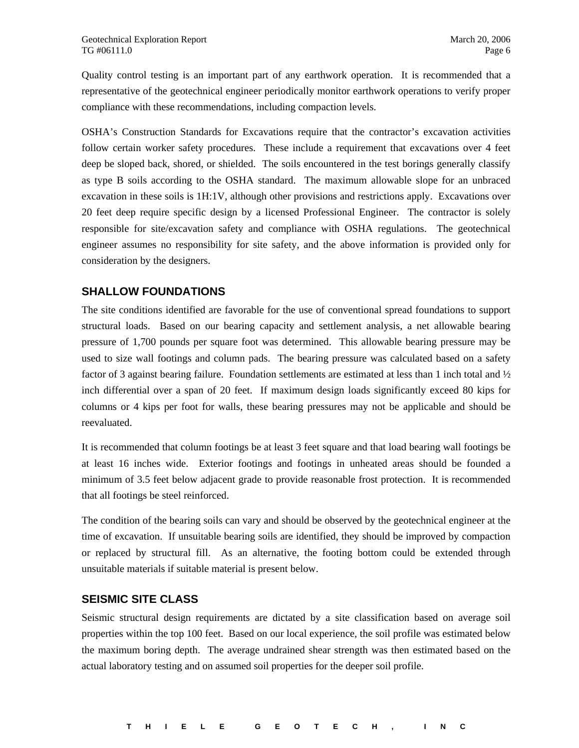Quality control testing is an important part of any earthwork operation. It is recommended that a representative of the geotechnical engineer periodically monitor earthwork operations to verify proper compliance with these recommendations, including compaction levels.

OSHA's Construction Standards for Excavations require that the contractor's excavation activities follow certain worker safety procedures. These include a requirement that excavations over 4 feet deep be sloped back, shored, or shielded. The soils encountered in the test borings generally classify as type B soils according to the OSHA standard. The maximum allowable slope for an unbraced excavation in these soils is 1H:1V, although other provisions and restrictions apply. Excavations over 20 feet deep require specific design by a licensed Professional Engineer. The contractor is solely responsible for site/excavation safety and compliance with OSHA regulations. The geotechnical engineer assumes no responsibility for site safety, and the above information is provided only for consideration by the designers.

## SHALLOW FOUNDATIONS

The site conditions identified are favorable for the use of conventional spread foundations to support structural loads. Based on our bearing capacity and settlement analysis, a net allowable bearing pressure of 1,700 pounds per square foot was determined. This allowable bearing pressure may be used to size wall footings and column pads. The bearing pressure was calculated based on a safety factor of 3 against bearing failure. Foundation settlements are estimated at less than 1 inch total and ½ inch differential over a span of 20 feet. If maximum design loads significantly exceed 80 kips for columns or 4 kips per foot for walls, these bearing pressures may not be applicable and should be reevaluated.

It is recommended that column footings be at least 3 feet square and that load bearing wall footings be at least 16 inches wide. Exterior footings and footings in unheated areas should be founded a minimum of 3.5 feet below adjacent grade to provide reasonable frost protection. It is recommended that all footings be steel reinforced.

The condition of the bearing soils can vary and should be observed by the geotechnical engineer at the time of excavation. If unsuitable bearing soils are identified, they should be improved by compaction or replaced by structural fill. As an alternative, the footing bottom could be extended through unsuitable materials if suitable material is present below.

## SEISMIC SITE CLASS

Seismic structural design requirements are dictated by a site classification based on average soil properties within the top 100 feet. Based on our local experience, the soil profile was estimated below the maximum boring depth. The average undrained shear strength was then estimated based on the actual laboratory testing and on assumed soil properties for the deeper soil profile.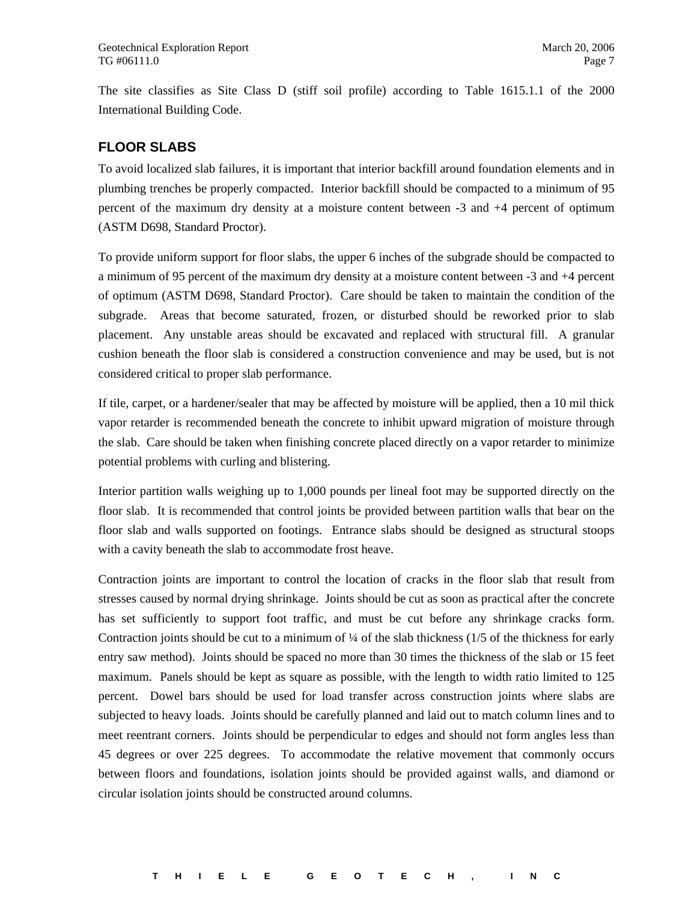The site classifies as Site Class D (stiff soil profile) according to Table 1615.1.1 of the 2000 International Building Code.

## FLOOR SLABS

To avoid localized slab failures, it is important that interior backfill around foundation elements and in plumbing trenches be properly compacted. Interior backfill should be compacted to a minimum of 95 percent of the maximum dry density at a moisture content between -3 and +4 percent of optimum (ASTM D698, Standard Proctor).

To provide uniform support for floor slabs, the upper 6 inches of the subgrade should be compacted to a minimum of 95 percent of the maximum dry density at a moisture content between -3 and +4 percent of optimum (ASTM D698, Standard Proctor). Care should be taken to maintain the condition of the subgrade. Areas that become saturated, frozen, or disturbed should be reworked prior to slab placement. Any unstable areas should be excavated and replaced with structural fill. A granular cushion beneath the floor slab is considered a construction convenience and may be used, but is not considered critical to proper slab performance.

If tile, carpet, or a hardener/sealer that may be affected by moisture will be applied, then a 10 mil thick vapor retarder is recommended beneath the concrete to inhibit upward migration of moisture through the slab. Care should be taken when finishing concrete placed directly on a vapor retarder to minimize potential problems with curling and blistering.

Interior partition walls weighing up to 1,000 pounds per lineal foot may be supported directly on the floor slab. It is recommended that control joints be provided between partition walls that bear on the floor slab and walls supported on footings. Entrance slabs should be designed as structural stoops with a cavity beneath the slab to accommodate frost heave.

Contraction joints are important to control the location of cracks in the floor slab that result from stresses caused by normal drying shrinkage. Joints should be cut as soon as practical after the concrete has set sufficiently to support foot traffic, and must be cut before any shrinkage cracks form. Contraction joints should be cut to a minimum of ¼ of the slab thickness (1/5 of the thickness for early entry saw method). Joints should be spaced no more than 30 times the thickness of the slab or 15 feet maximum. Panels should be kept as square as possible, with the length to width ratio limited to 125 percent. Dowel bars should be used for load transfer across construction joints where slabs are subjected to heavy loads. Joints should be carefully planned and laid out to match column lines and to meet reentrant corners. Joints should be perpendicular to edges and should not form angles less than 45 degrees or over 225 degrees. To accommodate the relative movement that commonly occurs between floors and foundations, isolation joints should be provided against walls, and diamond or circular isolation joints should be constructed around columns.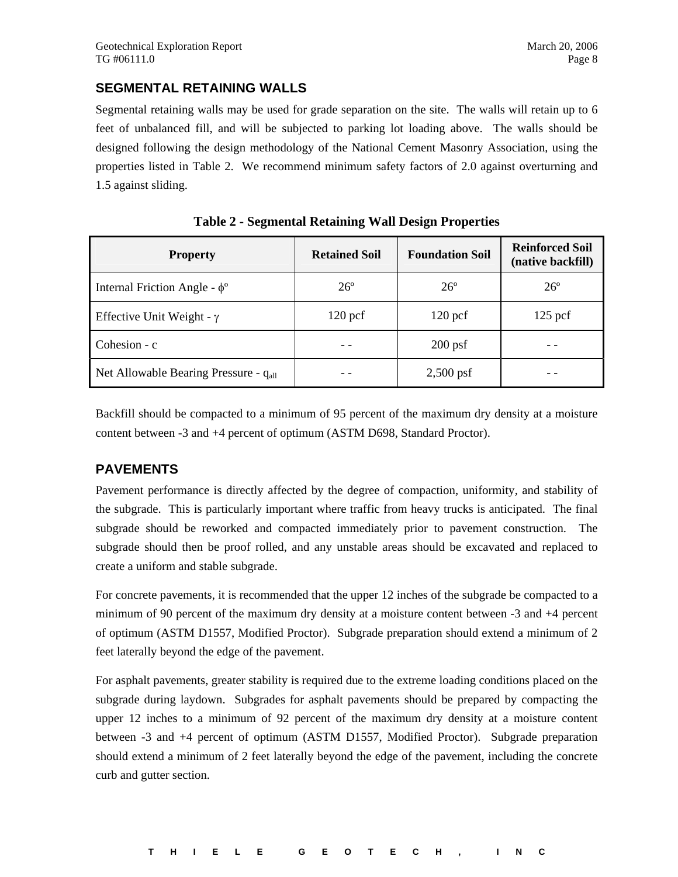## SEGMENTAL RETAINING WALLS

Segmental retaining walls may be used for grade separation on the site. The walls will retain up to 6 feet of unbalanced fill, and will be subjected to parking lot loading above. The walls should be designed following the design methodology of the National Cement Masonry Association, using the properties listed in Table 2. We recommend minimum safety factors of 2.0 against overturning and 1.5 against sliding.

**Table 2 - Segmental Retaining Wall Design Properties**

| Property | Retained Soil | Foundation Soil | Reinforced Soil (native backfill) |
|---|---|---|---|
| Internal Friction Angle - $\phi^o$ | 26º | 26º | 26º |
| Effective Unit Weight - $\gamma$ | 120 pcf | 120 pcf | 125 pcf |
| Cohesion - c | - - | 200 psf | - - |
| Net Allowable Bearing Pressure - $q_{all}$ | - - | 2,500 psf | - - |

Backfill should be compacted to a minimum of 95 percent of the maximum dry density at a moisture content between -3 and +4 percent of optimum (ASTM D698, Standard Proctor).

## PAVEMENTS

Pavement performance is directly affected by the degree of compaction, uniformity, and stability of the subgrade. This is particularly important where traffic from heavy trucks is anticipated. The final subgrade should be reworked and compacted immediately prior to pavement construction. The subgrade should then be proof rolled, and any unstable areas should be excavated and replaced to create a uniform and stable subgrade.

For concrete pavements, it is recommended that the upper 12 inches of the subgrade be compacted to a minimum of 90 percent of the maximum dry density at a moisture content between -3 and +4 percent of optimum (ASTM D1557, Modified Proctor). Subgrade preparation should extend a minimum of 2 feet laterally beyond the edge of the pavement.

For asphalt pavements, greater stability is required due to the extreme loading conditions placed on the subgrade during laydown. Subgrades for asphalt pavements should be prepared by compacting the upper 12 inches to a minimum of 92 percent of the maximum dry density at a moisture content between -3 and +4 percent of optimum (ASTM D1557, Modified Proctor). Subgrade preparation should extend a minimum of 2 feet laterally beyond the edge of the pavement, including the concrete curb and gutter section.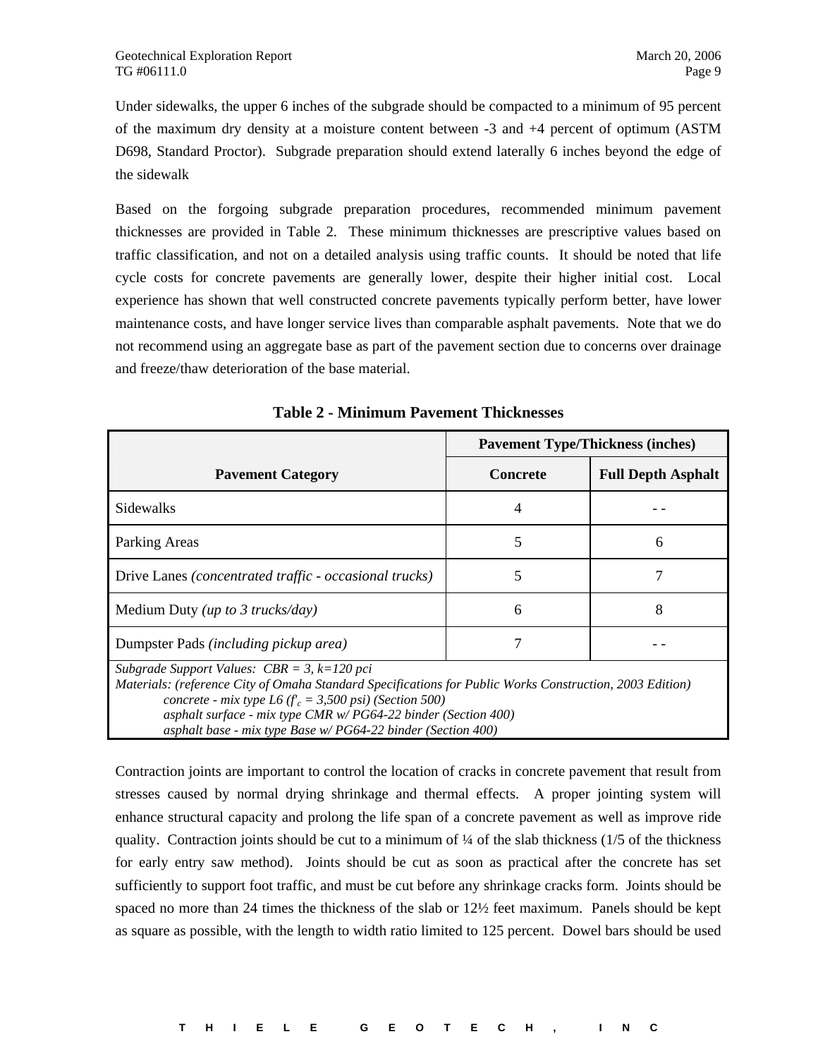Under sidewalks, the upper 6 inches of the subgrade should be compacted to a minimum of 95 percent of the maximum dry density at a moisture content between -3 and +4 percent of optimum (ASTM D698, Standard Proctor). Subgrade preparation should extend laterally 6 inches beyond the edge of the sidewalk

Based on the forgoing subgrade preparation procedures, recommended minimum pavement thicknesses are provided in Table 2. These minimum thicknesses are prescriptive values based on traffic classification, and not on a detailed analysis using traffic counts. It should be noted that life cycle costs for concrete pavements are generally lower, despite their higher initial cost. Local experience has shown that well constructed concrete pavements typically perform better, have lower maintenance costs, and have longer service lives than comparable asphalt pavements. Note that we do not recommend using an aggregate base as part of the pavement section due to concerns over drainage and freeze/thaw deterioration of the base material.

**Table 2 - Minimum Pavement Thicknesses**

| Pavement Category | Pavement Type/Thickness (inches) | |
|---|---|---|
| | **Concrete** | **Full Depth Asphalt** |
| Sidewalks | 4 | - - |
| Parking Areas | 5 | 6 |
| Drive Lanes *(concentrated traffic - occasional trucks)* | 5 | 7 |
| Medium Duty *(up to 3 trucks/day)* | 6 | 8 |
| Dumpster Pads *(including pickup area)* | 7 | - - |

*Subgrade Support Values: CBR = 3, k=120 pci*
*Materials: (reference City of Omaha Standard Specifications for Public Works Construction, 2003 Edition)*
*concrete - mix type L6 ($f'_c$ = 3,500 psi) (Section 500)*
*asphalt surface - mix type CMR w/ PG64-22 binder (Section 400)*
*asphalt base - mix type Base w/ PG64-22 binder (Section 400)*

Contraction joints are important to control the location of cracks in concrete pavement that result from stresses caused by normal drying shrinkage and thermal effects. A proper jointing system will enhance structural capacity and prolong the life span of a concrete pavement as well as improve ride quality. Contraction joints should be cut to a minimum of ¼ of the slab thickness (1/5 of the thickness for early entry saw method). Joints should be cut as soon as practical after the concrete has set sufficiently to support foot traffic, and must be cut before any shrinkage cracks form. Joints should be spaced no more than 24 times the thickness of the slab or 12½ feet maximum. Panels should be kept as square as possible, with the length to width ratio limited to 125 percent. Dowel bars should be used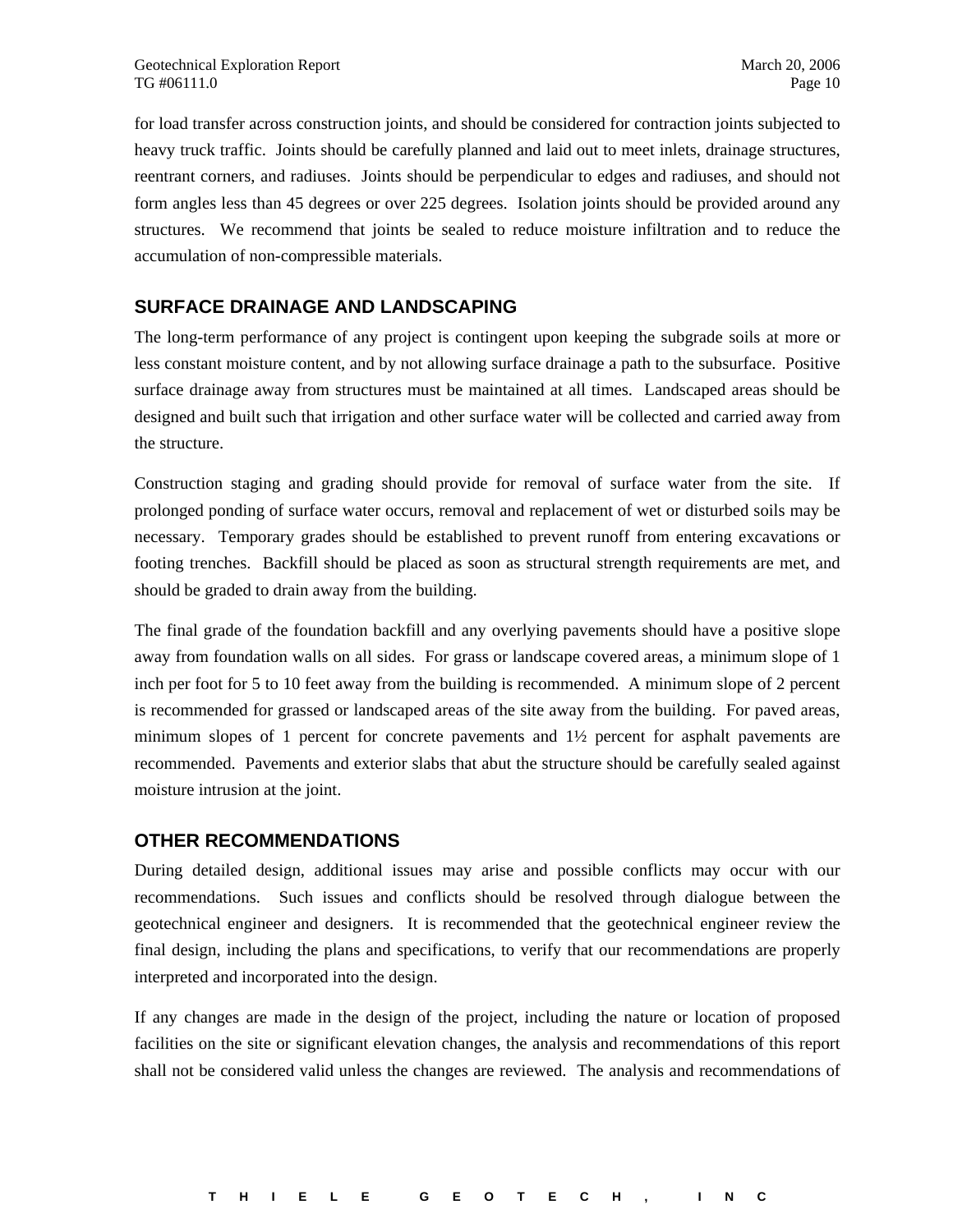for load transfer across construction joints, and should be considered for contraction joints subjected to heavy truck traffic. Joints should be carefully planned and laid out to meet inlets, drainage structures, reentrant corners, and radiuses. Joints should be perpendicular to edges and radiuses, and should not form angles less than 45 degrees or over 225 degrees. Isolation joints should be provided around any structures. We recommend that joints be sealed to reduce moisture infiltration and to reduce the accumulation of non-compressible materials.

## SURFACE DRAINAGE AND LANDSCAPING

The long-term performance of any project is contingent upon keeping the subgrade soils at more or less constant moisture content, and by not allowing surface drainage a path to the subsurface. Positive surface drainage away from structures must be maintained at all times. Landscaped areas should be designed and built such that irrigation and other surface water will be collected and carried away from the structure.

Construction staging and grading should provide for removal of surface water from the site. If prolonged ponding of surface water occurs, removal and replacement of wet or disturbed soils may be necessary. Temporary grades should be established to prevent runoff from entering excavations or footing trenches. Backfill should be placed as soon as structural strength requirements are met, and should be graded to drain away from the building.

The final grade of the foundation backfill and any overlying pavements should have a positive slope away from foundation walls on all sides. For grass or landscape covered areas, a minimum slope of 1 inch per foot for 5 to 10 feet away from the building is recommended. A minimum slope of 2 percent is recommended for grassed or landscaped areas of the site away from the building. For paved areas, minimum slopes of 1 percent for concrete pavements and 1½ percent for asphalt pavements are recommended. Pavements and exterior slabs that abut the structure should be carefully sealed against moisture intrusion at the joint.

## OTHER RECOMMENDATIONS

During detailed design, additional issues may arise and possible conflicts may occur with our recommendations. Such issues and conflicts should be resolved through dialogue between the geotechnical engineer and designers. It is recommended that the geotechnical engineer review the final design, including the plans and specifications, to verify that our recommendations are properly interpreted and incorporated into the design.

If any changes are made in the design of the project, including the nature or location of proposed facilities on the site or significant elevation changes, the analysis and recommendations of this report shall not be considered valid unless the changes are reviewed. The analysis and recommendations of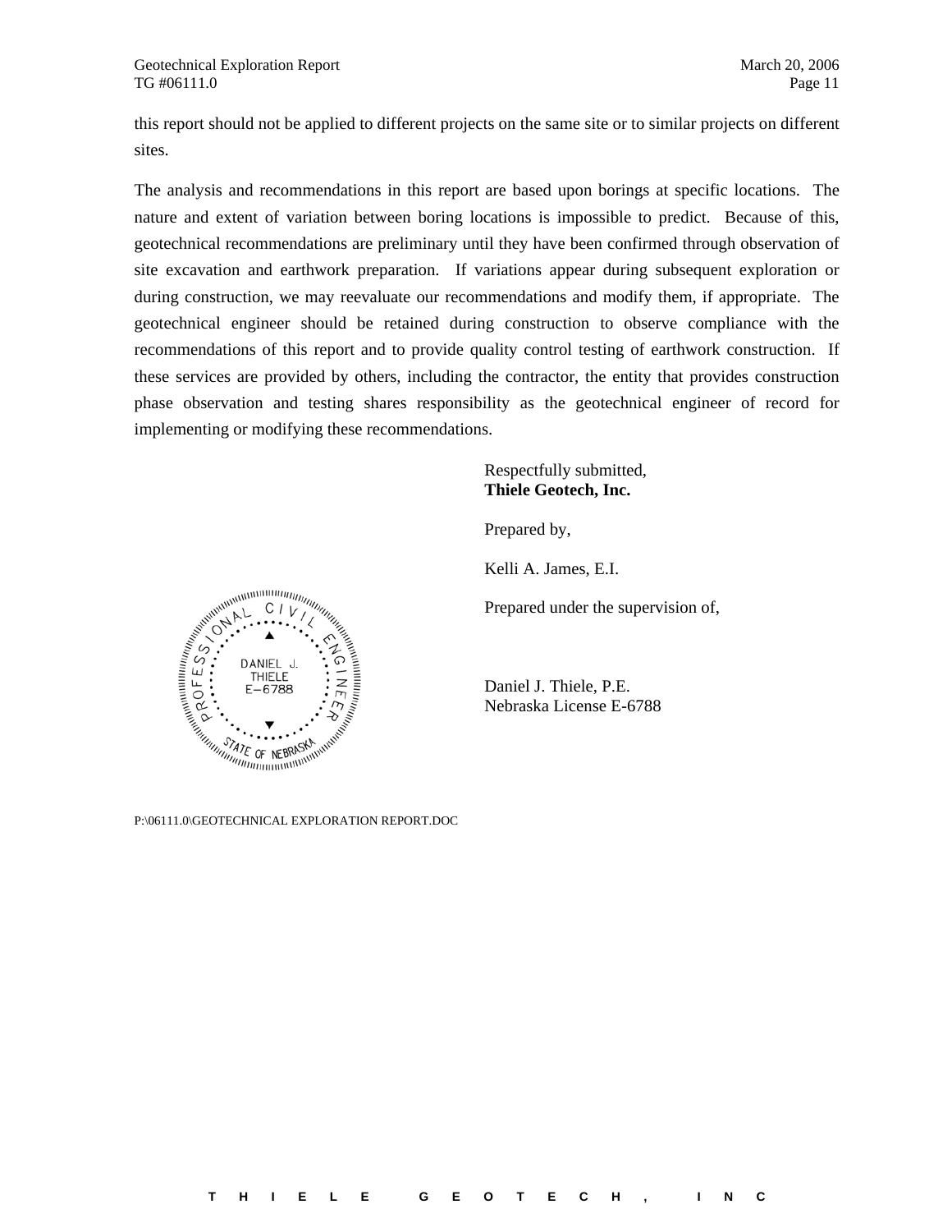this report should not be applied to different projects on the same site or to similar projects on different sites.

The analysis and recommendations in this report are based upon borings at specific locations. The nature and extent of variation between boring locations is impossible to predict. Because of this, geotechnical recommendations are preliminary until they have been confirmed through observation of site excavation and earthwork preparation. If variations appear during subsequent exploration or during construction, we may reevaluate our recommendations and modify them, if appropriate. The geotechnical engineer should be retained during construction to observe compliance with the recommendations of this report and to provide quality control testing of earthwork construction. If these services are provided by others, including the contractor, the entity that provides construction phase observation and testing shares responsibility as the geotechnical engineer of record for implementing or modifying these recommendations.

Respectfully submitted,
**Thiele Geotech, Inc.**

Prepared by,

Kelli A. James, E.I.

Prepared under the supervision of,

PROFESSIONAL CIVIL ENGINEER
DANIEL J. THIELE
E-6788
STATE OF NEBRASKA

Daniel J. Thiele, P.E.
Nebraska License E-6788

P:\06111.0\GEOTECHNICAL EXPLORATION REPORT.DOC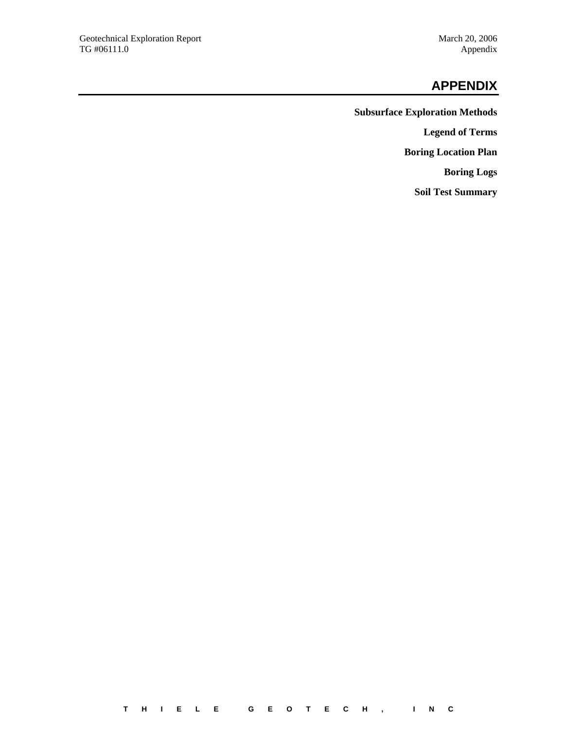# APPENDIX

**Subsurface Exploration Methods**

**Legend of Terms**

**Boring Location Plan**

**Boring Logs**

**Soil Test Summary**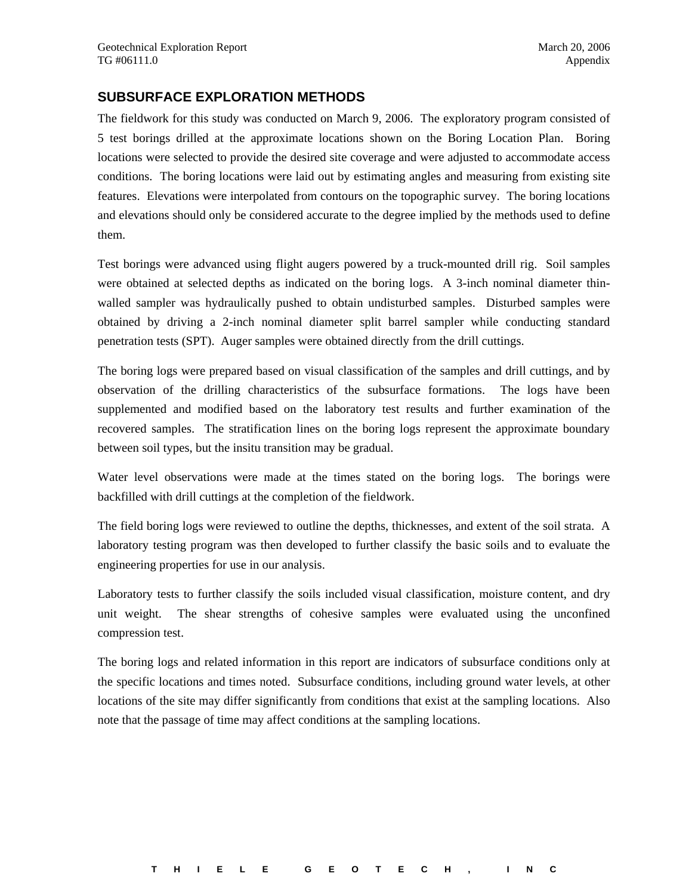## SUBSURFACE EXPLORATION METHODS

The fieldwork for this study was conducted on March 9, 2006. The exploratory program consisted of 5 test borings drilled at the approximate locations shown on the Boring Location Plan. Boring locations were selected to provide the desired site coverage and were adjusted to accommodate access conditions. The boring locations were laid out by estimating angles and measuring from existing site features. Elevations were interpolated from contours on the topographic survey. The boring locations and elevations should only be considered accurate to the degree implied by the methods used to define them.

Test borings were advanced using flight augers powered by a truck-mounted drill rig. Soil samples were obtained at selected depths as indicated on the boring logs. A 3-inch nominal diameter thin-walled sampler was hydraulically pushed to obtain undisturbed samples. Disturbed samples were obtained by driving a 2-inch nominal diameter split barrel sampler while conducting standard penetration tests (SPT). Auger samples were obtained directly from the drill cuttings.

The boring logs were prepared based on visual classification of the samples and drill cuttings, and by observation of the drilling characteristics of the subsurface formations. The logs have been supplemented and modified based on the laboratory test results and further examination of the recovered samples. The stratification lines on the boring logs represent the approximate boundary between soil types, but the insitu transition may be gradual.

Water level observations were made at the times stated on the boring logs. The borings were backfilled with drill cuttings at the completion of the fieldwork.

The field boring logs were reviewed to outline the depths, thicknesses, and extent of the soil strata. A laboratory testing program was then developed to further classify the basic soils and to evaluate the engineering properties for use in our analysis.

Laboratory tests to further classify the soils included visual classification, moisture content, and dry unit weight. The shear strengths of cohesive samples were evaluated using the unconfined compression test.

The boring logs and related information in this report are indicators of subsurface conditions only at the specific locations and times noted. Subsurface conditions, including ground water levels, at other locations of the site may differ significantly from conditions that exist at the sampling locations. Also note that the passage of time may affect conditions at the sampling locations.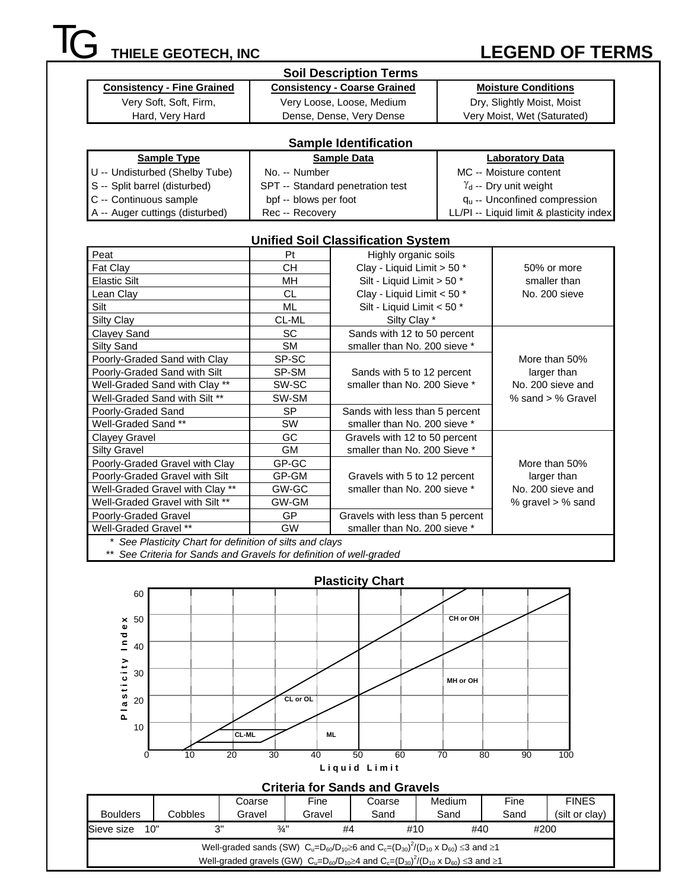# THIELE GEOTECH, INC — LEGEND OF TERMS

## Soil Description Terms

| Consistency - Fine Grained | Consistency - Coarse Grained | Moisture Conditions |
|---|---|---|
| Very Soft, Soft, Firm, | Very Loose, Loose, Medium | Dry, Slightly Moist, Moist |
| Hard, Very Hard | Dense, Dense, Very Dense | Very Moist, Wet (Saturated) |

## Sample Identification

| Sample Type | Sample Data | Laboratory Data |
|---|---|---|
| U -- Undisturbed (Shelby Tube) | No. -- Number | MC -- Moisture content |
| S -- Split barrel (disturbed) | SPT -- Standard penetration test | $\gamma_d$ -- Dry unit weight |
| C -- Continuous sample | bpf -- blows per foot | $q_u$ -- Unconfined compression |
| A -- Auger cuttings (disturbed) | Rec -- Recovery | LL/PI -- Liquid limit & plasticity index |

## Unified Soil Classification System

| Soil | Symbol | Description | Criteria |
|---|---|---|---|
| Peat | Pt | Highly organic soils | 50% or more smaller than No. 200 sieve |
| Fat Clay | CH | Clay - Liquid Limit > 50 * | |
| Elastic Silt | MH | Silt - Liquid Limit > 50 * | |
| Lean Clay | CL | Clay - Liquid Limit < 50 * | |
| Silt | ML | Silt - Liquid Limit < 50 * | |
| Silty Clay | CL-ML | Silty Clay * | |
| Clayey Sand | SC | Sands with 12 to 50 percent smaller than No. 200 sieve * | More than 50% larger than No. 200 sieve and % sand > % Gravel |
| Silty Sand | SM | | |
| Poorly-Graded Sand with Clay | SP-SC | Sands with 5 to 12 percent smaller than No. 200 Sieve * | |
| Poorly-Graded Sand with Silt | SP-SM | | |
| Well-Graded Sand with Clay ** | SW-SC | | |
| Well-Graded Sand with Silt ** | SW-SM | | |
| Poorly-Graded Sand | SP | Sands with less than 5 percent smaller than No. 200 sieve * | |
| Well-Graded Sand ** | SW | | |
| Clayey Gravel | GC | Gravels with 12 to 50 percent smaller than No. 200 Sieve * | More than 50% larger than No. 200 sieve and % gravel > % sand |
| Silty Gravel | GM | | |
| Poorly-Graded Gravel with Clay | GP-GC | Gravels with 5 to 12 percent smaller than No. 200 sieve * | |
| Poorly-Graded Gravel with Silt | GP-GM | | |
| Well-Graded Gravel with Clay ** | GW-GC | | |
| Well-Graded Gravel with Silt ** | GW-GM | | |
| Poorly-Graded Gravel | GP | Gravels with less than 5 percent smaller than No. 200 sieve * | |
| Well-Graded Gravel ** | GW | | |

*\* See Plasticity Chart for definition of silts and clays*
*\*\* See Criteria for Sands and Gravels for definition of well-graded*

## Plasticity Chart

(Plasticity Index, 0–60, vs. Liquid Limit, 0–100; regions labeled: CL-ML, CL or OL, ML, CH or OH, MH or OH)

## Criteria for Sands and Gravels

| Boulders | Cobbles | Coarse Gravel | Fine Gravel | Coarse Sand | Medium Sand | Fine Sand | FINES (silt or clay) |
|---|---|---|---|---|---|---|---|
| Sieve size 10" | 3" | ¾" | #4 | #10 | #40 | #200 | |

Well-graded sands (SW) $C_u = D_{60}/D_{10} \geq 6$ and $C_c = (D_{30})^2/(D_{10} \times D_{60}) \leq 3$ and $\geq 1$

Well-graded gravels (GW) $C_u = D_{60}/D_{10} \geq 4$ and $C_c = (D_{30})^2/(D_{10} \times D_{60}) \leq 3$ and $\geq 1$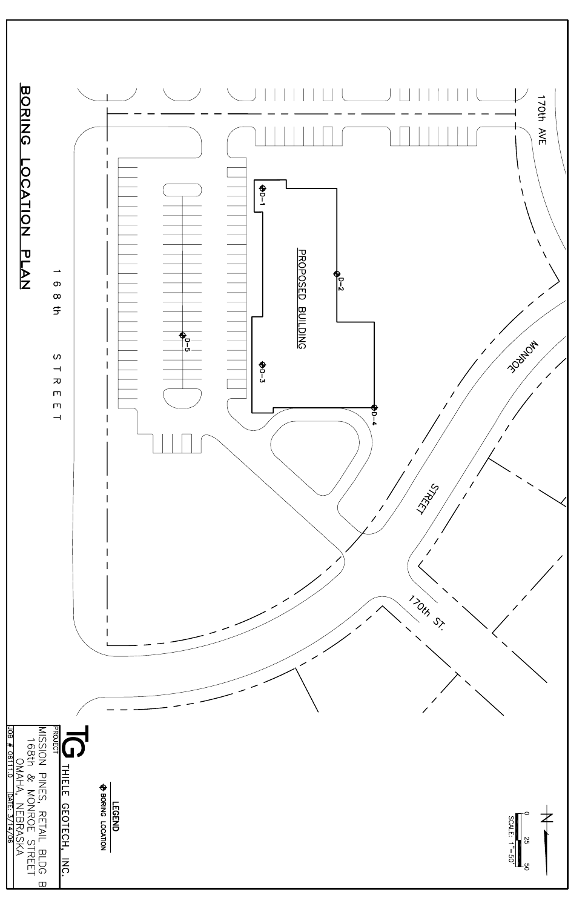# BORING LOCATION PLAN

168th STREET

170th AVE

MONROE STREET

170th ST.

PROPOSED BUILDING

D-1

D-2

D-3

D-4

D-5

N

0 25 50

SCALE: 1"=50'

**LEGEND**

⊕ BORING LOCATION

TG THIELE GEOTECH, INC.

PROJECT

MISSION PINES, RETAIL BLDG B
168th & MONROE STREET
OMAHA, NEBRASKA

JOB # 061110 DATE: 3/14/06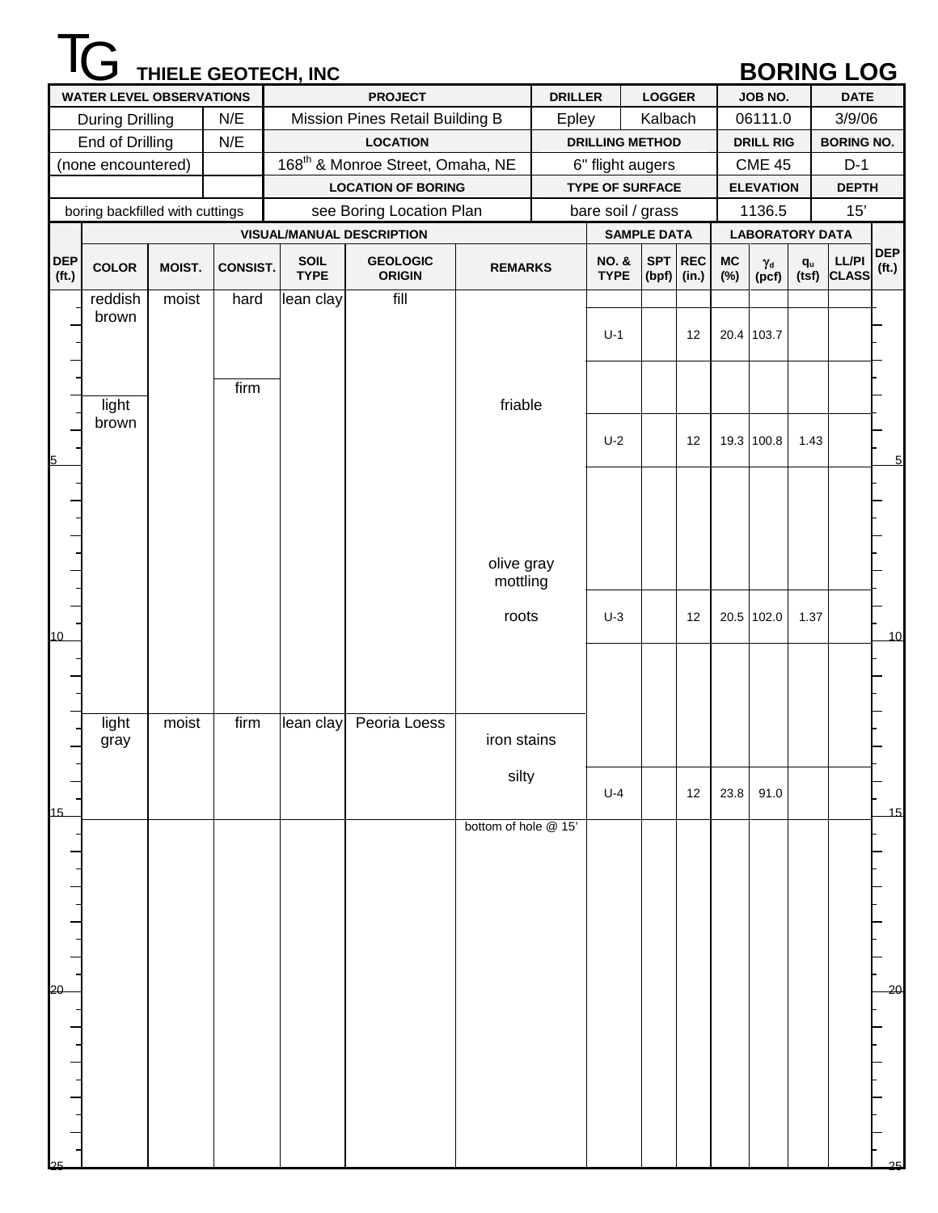# TG THIELE GEOTECH, INC — BORING LOG

| WATER LEVEL OBSERVATIONS | | PROJECT | DRILLER | LOGGER | JOB NO. | DATE |
|---|---|---|---|---|---|---|
| During Drilling | N/E | Mission Pines Retail Building B | Epley | Kalbach | 06111.0 | 3/9/06 |
| End of Drilling | N/E | **LOCATION** | **DRILLING METHOD** | | **DRILL RIG** | **BORING NO.** |
| (none encountered) | | 168th & Monroe Street, Omaha, NE | 6" flight augers | | CME 45 | D-1 |
| | | **LOCATION OF BORING** | **TYPE OF SURFACE** | | **ELEVATION** | **DEPTH** |
| boring backfilled with cuttings | | see Boring Location Plan | bare soil / grass | | 1136.5 | 15' |

| DEP (ft.) | VISUAL/MANUAL DESCRIPTION | | | | | | SAMPLE DATA | | | LABORATORY DATA | | | | DEP (ft.) |
|---|---|---|---|---|---|---|---|---|---|---|---|---|---|---|
| | COLOR | MOIST. | CONSIST. | SOIL TYPE | GEOLOGIC ORIGIN | REMARKS | NO. & TYPE | SPT (bpf) | REC (in.) | MC (%) | $\gamma_d$ (pcf) | $q_u$ (tsf) | LL/PI CLASS | |
| 0 | reddish brown | moist | hard | lean clay | fill | | | | | | | | | 0 |
| 1–2 | | | | | | | U-1 | | 12 | 20.4 | 103.7 | | | |
| 3 | light brown | | firm | | | friable | | | | | | | | |
| 4–5 | | | | | | | U-2 | | 12 | 19.3 | 100.8 | 1.43 | | 5 |
| 6–8 | | | | | | olive gray mottling | | | | | | | | |
| 9–10 | | | | | | roots | U-3 | | 12 | 20.5 | 102.0 | 1.37 | | 10 |
| 12 | light gray | moist | firm | lean clay | Peoria Loess | iron stains | | | | | | | | |
| 14–15 | | | | | | silty | U-4 | | 12 | 23.8 | 91.0 | | | 15 |
| 15 | | | | | | bottom of hole @ 15' | | | | | | | | |
| 20 | | | | | | | | | | | | | | 20 |
| 25 | | | | | | | | | | | | | | 25 |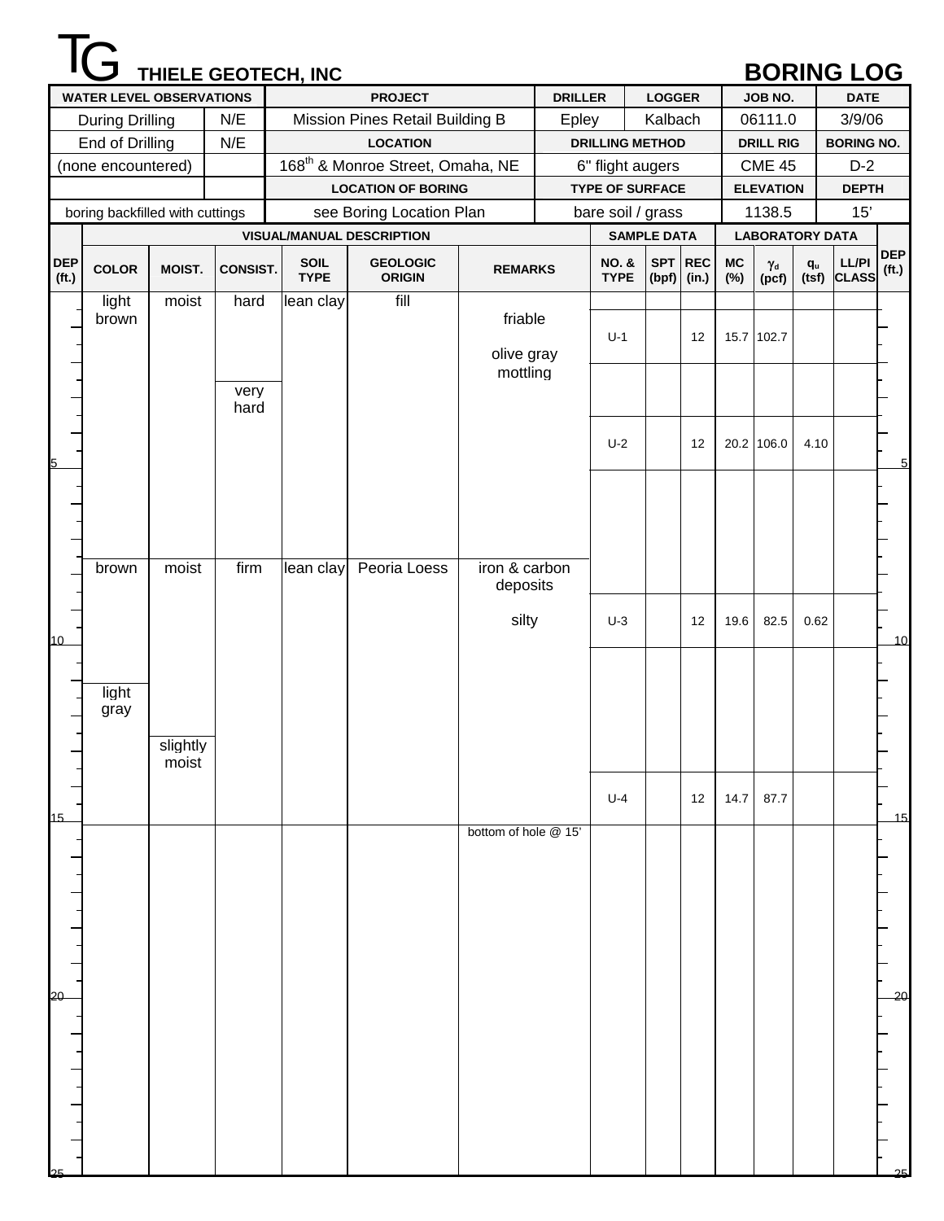# TG THIELE GEOTECH, INC — BORING LOG

| WATER LEVEL OBSERVATIONS | | PROJECT | DRILLER | LOGGER | JOB NO. | DATE |
|---|---|---|---|---|---|---|
| During Drilling | N/E | Mission Pines Retail Building B | Epley | Kalbach | 06111.0 | 3/9/06 |
| End of Drilling | N/E | **LOCATION** | **DRILLING METHOD** | | **DRILL RIG** | **BORING NO.** |
| (none encountered) | | 168th & Monroe Street, Omaha, NE | 6" flight augers | | CME 45 | D-2 |
| | | **LOCATION OF BORING** | **TYPE OF SURFACE** | | **ELEVATION** | **DEPTH** |
| boring backfilled with cuttings | | see Boring Location Plan | bare soil / grass | | 1138.5 | 15' |

| DEP (ft.) | COLOR | MOIST. | CONSIST. | SOIL TYPE | GEOLOGIC ORIGIN | REMARKS | NO. & TYPE | SPT (bpf) | REC (in.) | MC (%) | $\gamma_d$ (pcf) | $q_u$ (tsf) | LL/PI CLASS |
|---|---|---|---|---|---|---|---|---|---|---|---|---|---|
| 0 | light brown | moist | hard | lean clay | fill | friable; olive gray mottling | | | | | | | |
| 1–2 | | | | | | | U-1 | | 12 | 15.7 | 102.7 | | |
| 2.5 | | | very hard | | | | | | | | | | |
| 4–5 | | | | | | | U-2 | | 12 | 20.2 | 106.0 | 4.10 | |
| 7.5 | brown | moist | firm | lean clay | Peoria Loess | iron & carbon deposits; silty | | | | | | | |
| 9–10 | | | | | | | U-3 | | 12 | 19.6 | 82.5 | 0.62 | |
| 11 | light gray | | | | | | | | | | | | |
| 12.5 | | slightly moist | | | | | | | | | | | |
| 14–15 | | | | | | | U-4 | | 12 | 14.7 | 87.7 | | |
| 15 | | | | | | bottom of hole @ 15' | | | | | | | |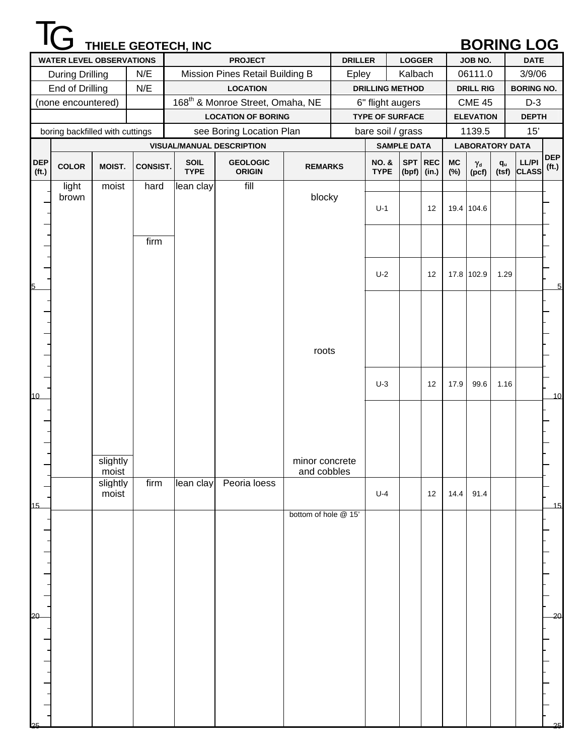# THIELE GEOTECH, INC — BORING LOG

| WATER LEVEL OBSERVATIONS | | PROJECT | DRILLER | LOGGER | JOB NO. | DATE |
|---|---|---|---|---|---|---|
| During Drilling | N/E | Mission Pines Retail Building B | Epley | Kalbach | 06111.0 | 3/9/06 |
| End of Drilling | N/E | **LOCATION** | **DRILLING METHOD** | | **DRILL RIG** | **BORING NO.** |
| (none encountered) | | 168th & Monroe Street, Omaha, NE | 6" flight augers | | CME 45 | D-3 |
| | | **LOCATION OF BORING** | **TYPE OF SURFACE** | | **ELEVATION** | **DEPTH** |
| boring backfilled with cuttings | | see Boring Location Plan | bare soil / grass | | 1139.5 | 15’ |

| DEP (ft.) | COLOR | MOIST. | CONSIST. | SOIL TYPE | GEOLOGIC ORIGIN | REMARKS | NO. & TYPE | SPT (bpf) | REC (in.) | MC (%) | $\gamma_d$ (pcf) | $q_u$ (tsf) | LL/PI CLASS |
|---|---|---|---|---|---|---|---|---|---|---|---|---|---|
| 0 | light brown | moist | hard | lean clay | fill | blocky | | | | | | | |
| | | | | | | | U-1 | | 12 | 19.4 | 104.6 | | |
| | | | firm | | | | | | | | | | |
| 5 | | | | | | | U-2 | | 12 | 17.8 | 102.9 | 1.29 | |
| | | | | | | roots | | | | | | | |
| 10 | | | | | | | U-3 | | 12 | 17.9 | 99.6 | 1.16 | |
| | | slightly moist | | | | minor concrete and cobbles | | | | | | | |
| | | slightly moist | firm | lean clay | Peoria loess | | U-4 | | 12 | 14.4 | 91.4 | | |
| 15 | | | | | | bottom of hole @ 15' | | | | | | | |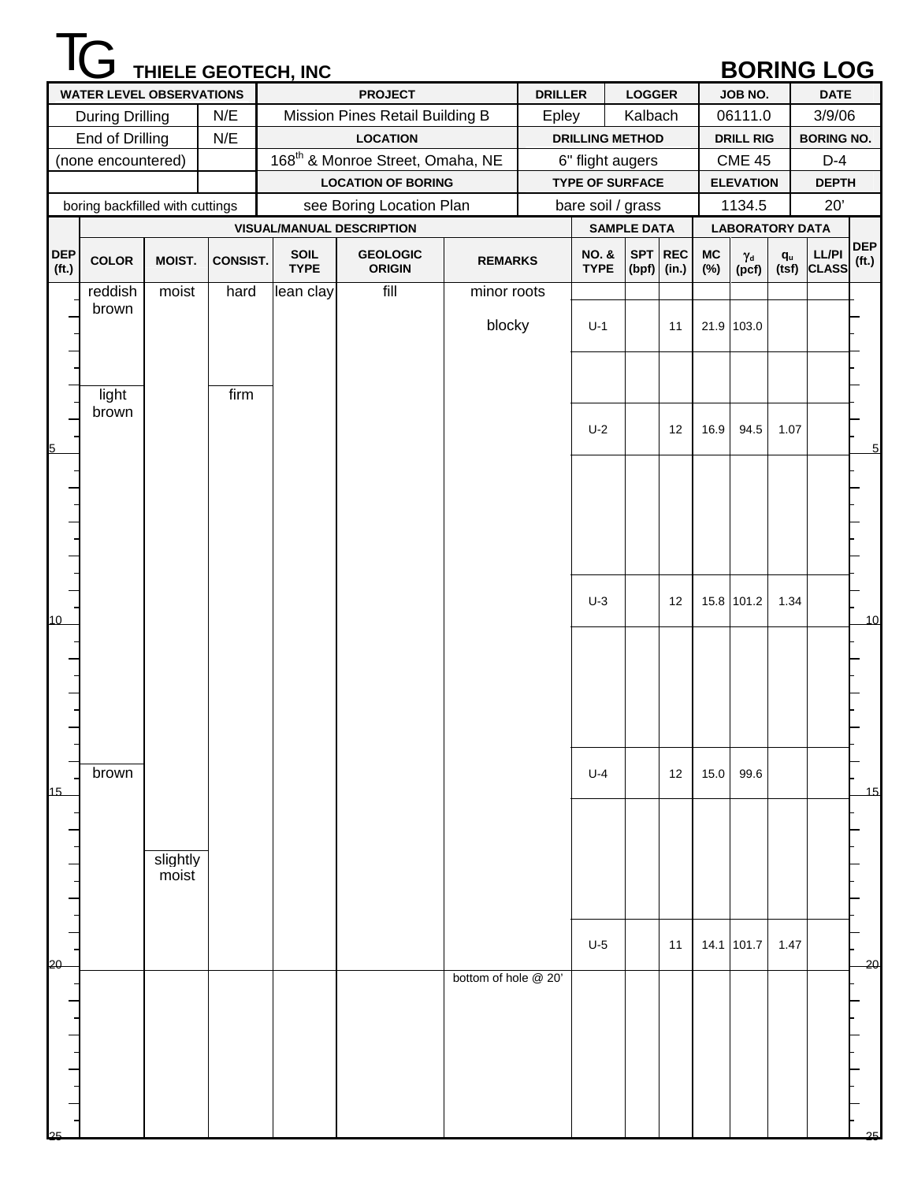# TG THIELE GEOTECH, INC — BORING LOG

| WATER LEVEL OBSERVATIONS | | PROJECT | DRILLER | LOGGER | JOB NO. | DATE |
|---|---|---|---|---|---|---|
| During Drilling | N/E | Mission Pines Retail Building B | Epley | Kalbach | 06111.0 | 3/9/06 |
| End of Drilling | N/E | **LOCATION** | **DRILLING METHOD** | | **DRILL RIG** | **BORING NO.** |
| (none encountered) | | 168th & Monroe Street, Omaha, NE | 6" flight augers | | CME 45 | D-4 |
| | | **LOCATION OF BORING** | **TYPE OF SURFACE** | | **ELEVATION** | **DEPTH** |
| boring backfilled with cuttings | | see Boring Location Plan | bare soil / grass | | 1134.5 | 20' |

**VISUAL/MANUAL DESCRIPTION**

| DEP (ft.) | COLOR | MOIST. | CONSIST. | SOIL TYPE | GEOLOGIC ORIGIN | REMARKS |
|---|---|---|---|---|---|---|
| 0 | reddish brown | moist | hard | lean clay | fill | minor roots, blocky |
| ~3 | light brown | moist | firm | lean clay | fill | |
| ~14.5 | brown | moist | firm | lean clay | fill | |
| ~17 | brown | slightly moist | firm | lean clay | fill | |
| 20 | | | | | | bottom of hole @ 20' |

**SAMPLE DATA / LABORATORY DATA**

| NO. & TYPE | SPT (bpf) | REC (in.) | MC (%) | $\gamma_d$ (pcf) | $q_u$ (tsf) | LL/PI CLASS |
|---|---|---|---|---|---|---|
| U-1 | | 11 | 21.9 | 103.0 | | |
| U-2 | | 12 | 16.9 | 94.5 | 1.07 | |
| U-3 | | 12 | 15.8 | 101.2 | 1.34 | |
| U-4 | | 12 | 15.0 | 99.6 | | |
| U-5 | | 11 | 14.1 | 101.7 | 1.47 | |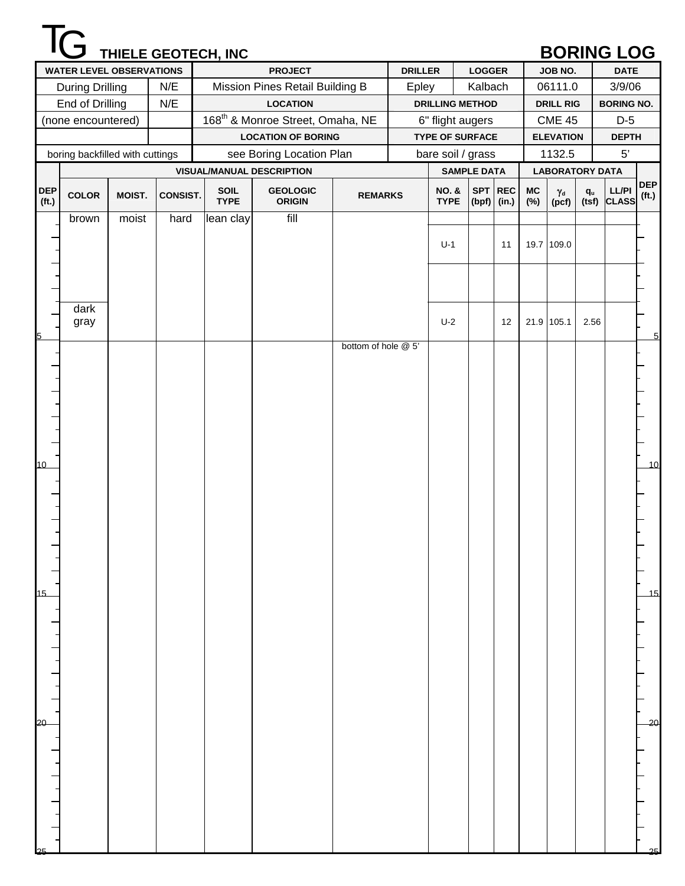# TG THIELE GEOTECH, INC — BORING LOG

| WATER LEVEL OBSERVATIONS | | PROJECT | DRILLER | LOGGER | JOB NO. | DATE |
|---|---|---|---|---|---|---|
| During Drilling | N/E | Mission Pines Retail Building B | Epley | Kalbach | 06111.0 | 3/9/06 |
| End of Drilling | N/E | **LOCATION** | **DRILLING METHOD** | | **DRILL RIG** | **BORING NO.** |
| (none encountered) | | 168th & Monroe Street, Omaha, NE | 6" flight augers | | CME 45 | D-5 |
| | | **LOCATION OF BORING** | **TYPE OF SURFACE** | | **ELEVATION** | **DEPTH** |
| boring backfilled with cuttings | | see Boring Location Plan | bare soil / grass | | 1132.5 | 5' |

| DEP (ft.) | COLOR | MOIST. | CONSIST. | SOIL TYPE | GEOLOGIC ORIGIN | REMARKS | NO. & TYPE | SPT (bpf) | REC (in.) | MC (%) | $\gamma_d$ (pcf) | $q_u$ (tsf) | LL/PI CLASS | DEP (ft.) |
|---|---|---|---|---|---|---|---|---|---|---|---|---|---|---|
| | brown | moist | hard | lean clay | fill | | | | | | | | | |
| | | | | | | | U-1 | | 11 | 19.7 | 109.0 | | | |
| | dark gray | | | | | | U-2 | | 12 | 21.9 | 105.1 | 2.56 | | |
| 5 | | | | | | bottom of hole @ 5' | | | | | | | | 5 |
| 10 | | | | | | | | | | | | | | 10 |
| 15 | | | | | | | | | | | | | | 15 |
| 20 | | | | | | | | | | | | | | 20 |
| 25 | | | | | | | | | | | | | | 25 |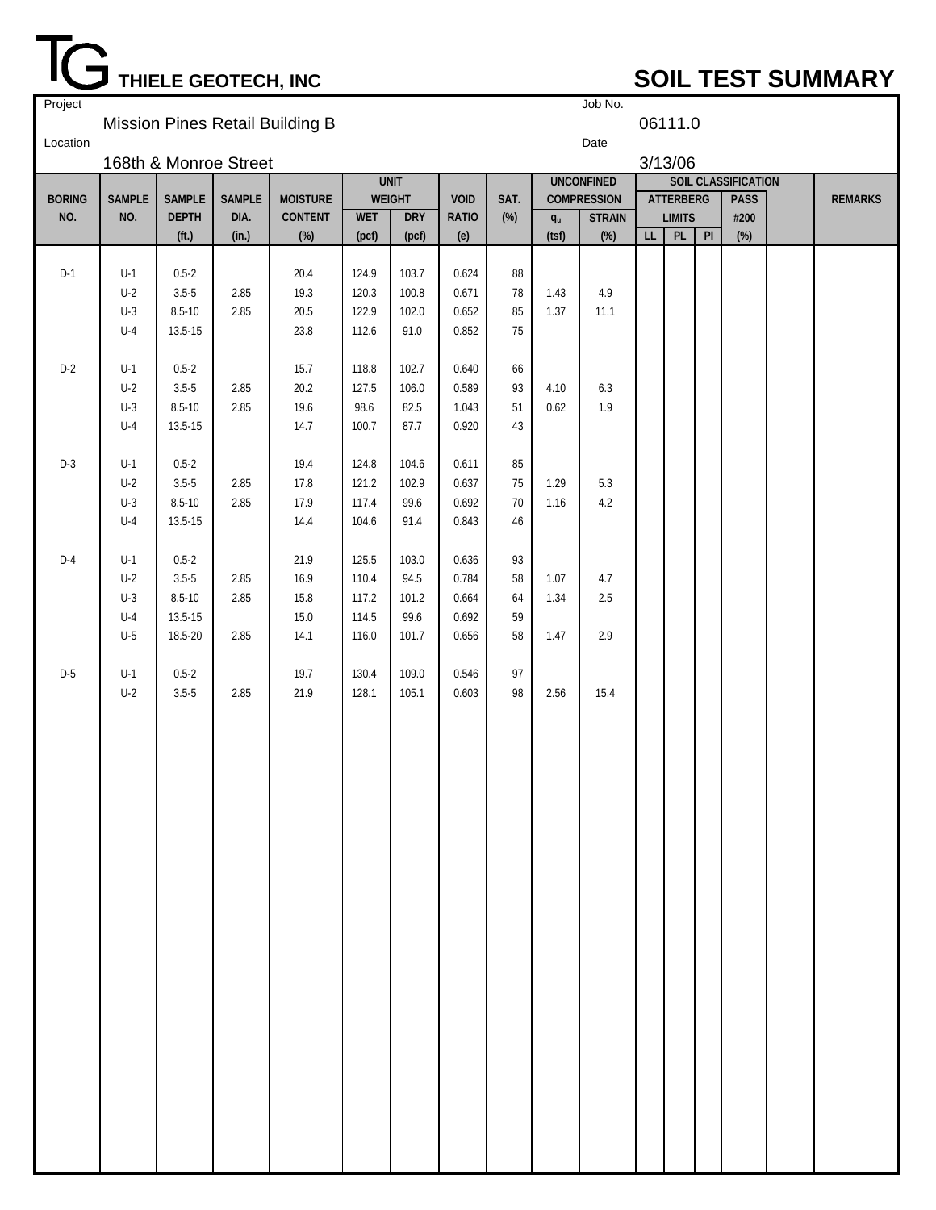**THIELE GEOTECH, INC** — **SOIL TEST SUMMARY**

Project: Mission Pines Retail Building B
Job No.: 06111.0
Location: 168th & Monroe Street
Date: 3/13/06

| BORING NO. | SAMPLE NO. | SAMPLE DEPTH (ft.) | SAMPLE DIA. (in.) | MOISTURE CONTENT (%) | UNIT WEIGHT WET (pcf) | UNIT WEIGHT DRY (pcf) | VOID RATIO (e) | SAT. (%) | UNCONFINED COMPRESSION $q_u$ (tsf) | UNCONFINED COMPRESSION STRAIN (%) | SOIL CLASSIFICATION ATTERBERG LIMITS LL | PL | PI | PASS #200 (%) | | REMARKS |
|---|---|---|---|---|---|---|---|---|---|---|---|---|---|---|---|---|
| D-1 | U-1 | 0.5-2 | | 20.4 | 124.9 | 103.7 | 0.624 | 88 | | | | | | | | |
| | U-2 | 3.5-5 | 2.85 | 19.3 | 120.3 | 100.8 | 0.671 | 78 | 1.43 | 4.9 | | | | | | |
| | U-3 | 8.5-10 | 2.85 | 20.5 | 122.9 | 102.0 | 0.652 | 85 | 1.37 | 11.1 | | | | | | |
| | U-4 | 13.5-15 | | 23.8 | 112.6 | 91.0 | 0.852 | 75 | | | | | | | | |
| D-2 | U-1 | 0.5-2 | | 15.7 | 118.8 | 102.7 | 0.640 | 66 | | | | | | | | |
| | U-2 | 3.5-5 | 2.85 | 20.2 | 127.5 | 106.0 | 0.589 | 93 | 4.10 | 6.3 | | | | | | |
| | U-3 | 8.5-10 | 2.85 | 19.6 | 98.6 | 82.5 | 1.043 | 51 | 0.62 | 1.9 | | | | | | |
| | U-4 | 13.5-15 | | 14.7 | 100.7 | 87.7 | 0.920 | 43 | | | | | | | | |
| D-3 | U-1 | 0.5-2 | | 19.4 | 124.8 | 104.6 | 0.611 | 85 | | | | | | | | |
| | U-2 | 3.5-5 | 2.85 | 17.8 | 121.2 | 102.9 | 0.637 | 75 | 1.29 | 5.3 | | | | | | |
| | U-3 | 8.5-10 | 2.85 | 17.9 | 117.4 | 99.6 | 0.692 | 70 | 1.16 | 4.2 | | | | | | |
| | U-4 | 13.5-15 | | 14.4 | 104.6 | 91.4 | 0.843 | 46 | | | | | | | | |
| D-4 | U-1 | 0.5-2 | | 21.9 | 125.5 | 103.0 | 0.636 | 93 | | | | | | | | |
| | U-2 | 3.5-5 | 2.85 | 16.9 | 110.4 | 94.5 | 0.784 | 58 | 1.07 | 4.7 | | | | | | |
| | U-3 | 8.5-10 | 2.85 | 15.8 | 117.2 | 101.2 | 0.664 | 64 | 1.34 | 2.5 | | | | | | |
| | U-4 | 13.5-15 | | 15.0 | 114.5 | 99.6 | 0.692 | 59 | | | | | | | | |
| | U-5 | 18.5-20 | 2.85 | 14.1 | 116.0 | 101.7 | 0.656 | 58 | 1.47 | 2.9 | | | | | | |
| D-5 | U-1 | 0.5-2 | | 19.7 | 130.4 | 109.0 | 0.546 | 97 | | | | | | | | |
| | U-2 | 3.5-5 | 2.85 | 21.9 | 128.1 | 105.1 | 0.603 | 98 | 2.56 | 15.4 | | | | | | |